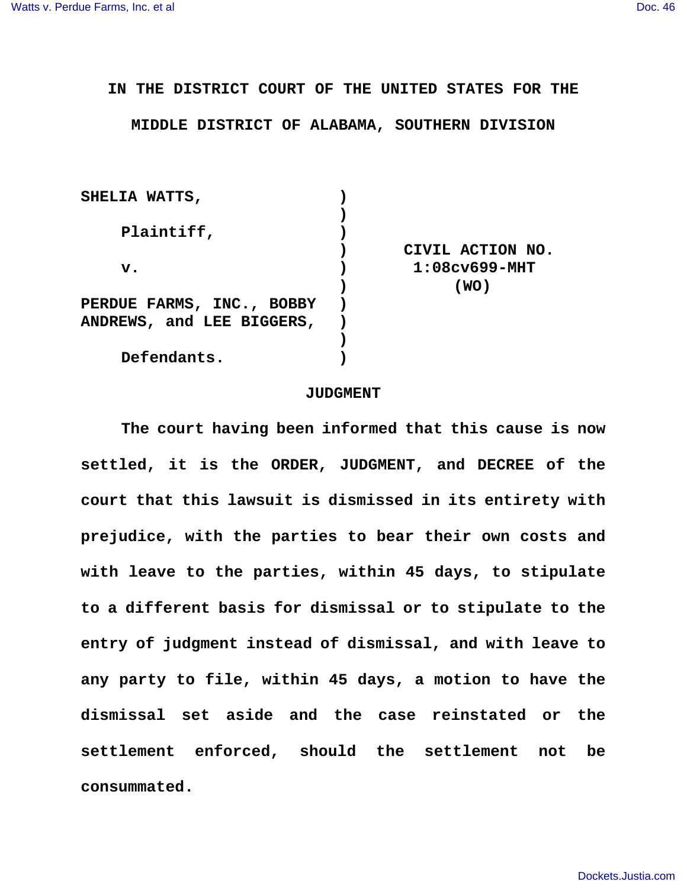**IN THE DISTRICT COURT OF THE UNITED STATES FOR THE**

**MIDDLE DISTRICT OF ALABAMA, SOUTHERN DIVISION**

| | | |
|---|---|---|
| **SHELIA WATTS,** | ) | |
| | ) | |
| **Plaintiff,** | ) | |
| | ) | **CIVIL ACTION NO.** |
| **v.** | ) | **1:08cv699-MHT** |
| | ) | **(WO)** |
| **PERDUE FARMS, INC., BOBBY ANDREWS, and LEE BIGGERS,** | ) | |
| | ) | |
| **Defendants.** | ) | |

**JUDGMENT**

**The court having been informed that this cause is now settled, it is the ORDER, JUDGMENT, and DECREE of the court that this lawsuit is dismissed in its entirety with prejudice, with the parties to bear their own costs and with leave to the parties, within 45 days, to stipulate to a different basis for dismissal or to stipulate to the entry of judgment instead of dismissal, and with leave to any party to file, within 45 days, a motion to have the dismissal set aside and the case reinstated or the settlement enforced, should the settlement not be consummated.**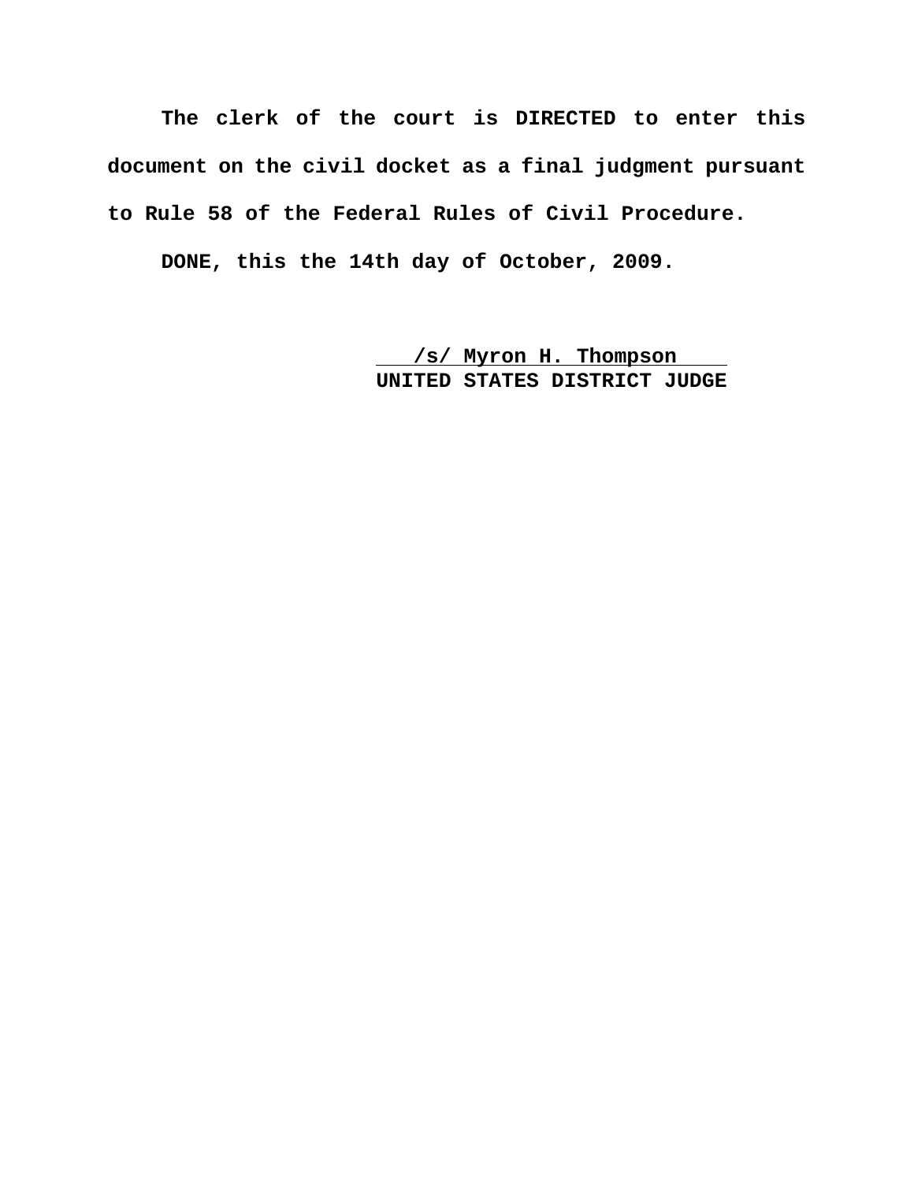**The clerk of the court is DIRECTED to enter this document on the civil docket as a final judgment pursuant to Rule 58 of the Federal Rules of Civil Procedure.**

**DONE, this the 14th day of October, 2009.**

**/s/ Myron H. Thompson**
**UNITED STATES DISTRICT JUDGE**